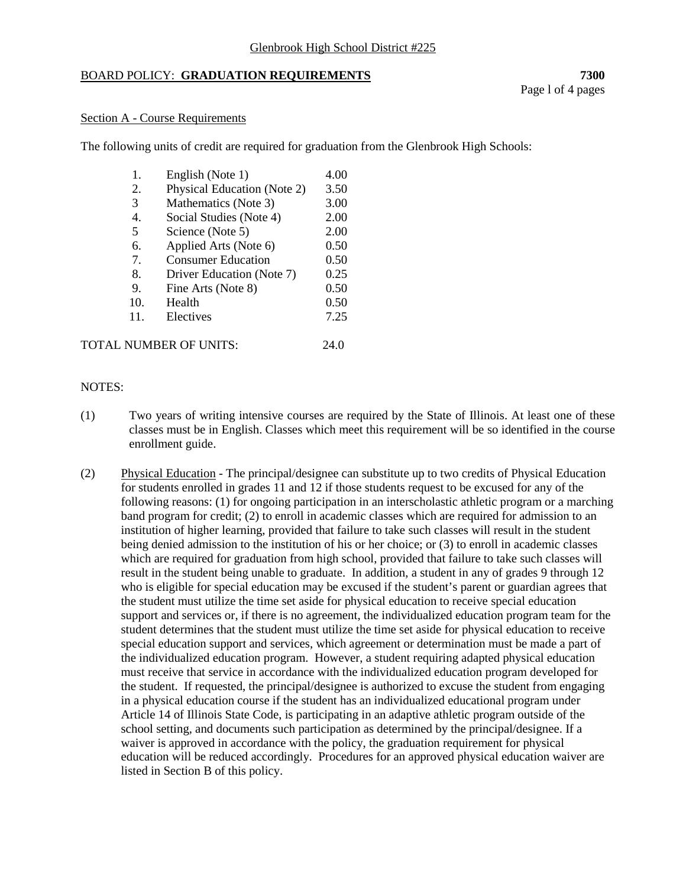Glenbrook High School District #225

## BOARD POLICY: **GRADUATION REQUIREMENTS** **7300**

### Section A - Course Requirements

The following units of credit are required for graduation from the Glenbrook High Schools:

| | | |
|---|---|---|
| 1. | English (Note 1) | 4.00 |
| 2. | Physical Education (Note 2) | 3.50 |
| 3 | Mathematics (Note 3) | 3.00 |
| 4. | Social Studies (Note 4) | 2.00 |
| 5 | Science (Note 5) | 2.00 |
| 6. | Applied Arts (Note 6) | 0.50 |
| 7. | Consumer Education | 0.50 |
| 8. | Driver Education (Note 7) | 0.25 |
| 9. | Fine Arts (Note 8) | 0.50 |
| 10. | Health | 0.50 |
| 11. | Electives | 7.25 |
| | TOTAL NUMBER OF UNITS: | 24.0 |

NOTES:

(1) Two years of writing intensive courses are required by the State of Illinois. At least one of these classes must be in English. Classes which meet this requirement will be so identified in the course enrollment guide.

(2) Physical Education - The principal/designee can substitute up to two credits of Physical Education for students enrolled in grades 11 and 12 if those students request to be excused for any of the following reasons: (1) for ongoing participation in an interscholastic athletic program or a marching band program for credit; (2) to enroll in academic classes which are required for admission to an institution of higher learning, provided that failure to take such classes will result in the student being denied admission to the institution of his or her choice; or (3) to enroll in academic classes which are required for graduation from high school, provided that failure to take such classes will result in the student being unable to graduate. In addition, a student in any of grades 9 through 12 who is eligible for special education may be excused if the student's parent or guardian agrees that the student must utilize the time set aside for physical education to receive special education support and services or, if there is no agreement, the individualized education program team for the student determines that the student must utilize the time set aside for physical education to receive special education support and services, which agreement or determination must be made a part of the individualized education program. However, a student requiring adapted physical education must receive that service in accordance with the individualized education program developed for the student. If requested, the principal/designee is authorized to excuse the student from engaging in a physical education course if the student has an individualized educational program under Article 14 of Illinois State Code, is participating in an adaptive athletic program outside of the school setting, and documents such participation as determined by the principal/designee. If a waiver is approved in accordance with the policy, the graduation requirement for physical education will be reduced accordingly. Procedures for an approved physical education waiver are listed in Section B of this policy.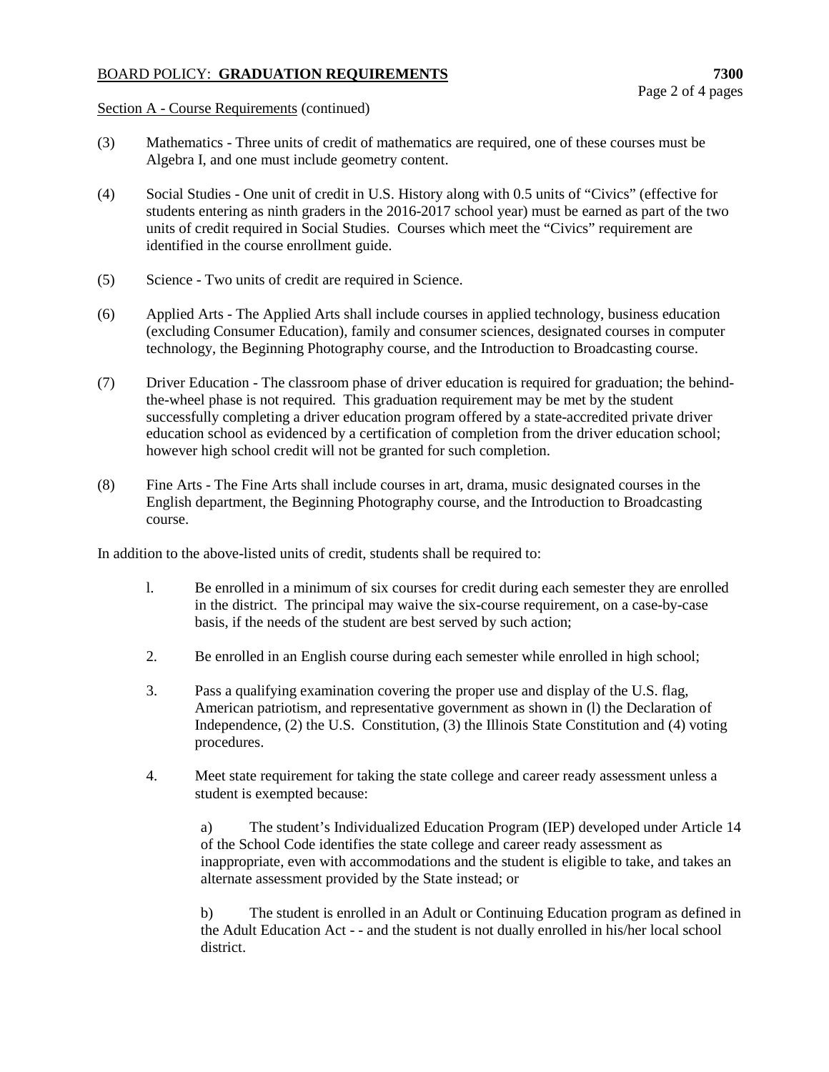Section A - Course Requirements (continued)

(3) Mathematics - Three units of credit of mathematics are required, one of these courses must be Algebra I, and one must include geometry content.

(4) Social Studies - One unit of credit in U.S. History along with 0.5 units of "Civics" (effective for students entering as ninth graders in the 2016-2017 school year) must be earned as part of the two units of credit required in Social Studies. Courses which meet the "Civics" requirement are identified in the course enrollment guide.

(5) Science - Two units of credit are required in Science.

(6) Applied Arts - The Applied Arts shall include courses in applied technology, business education (excluding Consumer Education), family and consumer sciences, designated courses in computer technology, the Beginning Photography course, and the Introduction to Broadcasting course.

(7) Driver Education - The classroom phase of driver education is required for graduation; the behind-the-wheel phase is not required. This graduation requirement may be met by the student successfully completing a driver education program offered by a state-accredited private driver education school as evidenced by a certification of completion from the driver education school; however high school credit will not be granted for such completion.

(8) Fine Arts - The Fine Arts shall include courses in art, drama, music designated courses in the English department, the Beginning Photography course, and the Introduction to Broadcasting course.

In addition to the above-listed units of credit, students shall be required to:

l. Be enrolled in a minimum of six courses for credit during each semester they are enrolled in the district. The principal may waive the six-course requirement, on a case-by-case basis, if the needs of the student are best served by such action;

2. Be enrolled in an English course during each semester while enrolled in high school;

3. Pass a qualifying examination covering the proper use and display of the U.S. flag, American patriotism, and representative government as shown in (l) the Declaration of Independence, (2) the U.S. Constitution, (3) the Illinois State Constitution and (4) voting procedures.

4. Meet state requirement for taking the state college and career ready assessment unless a student is exempted because:

   a) The student's Individualized Education Program (IEP) developed under Article 14 of the School Code identifies the state college and career ready assessment as inappropriate, even with accommodations and the student is eligible to take, and takes an alternate assessment provided by the State instead; or

   b) The student is enrolled in an Adult or Continuing Education program as defined in the Adult Education Act - - and the student is not dually enrolled in his/her local school district.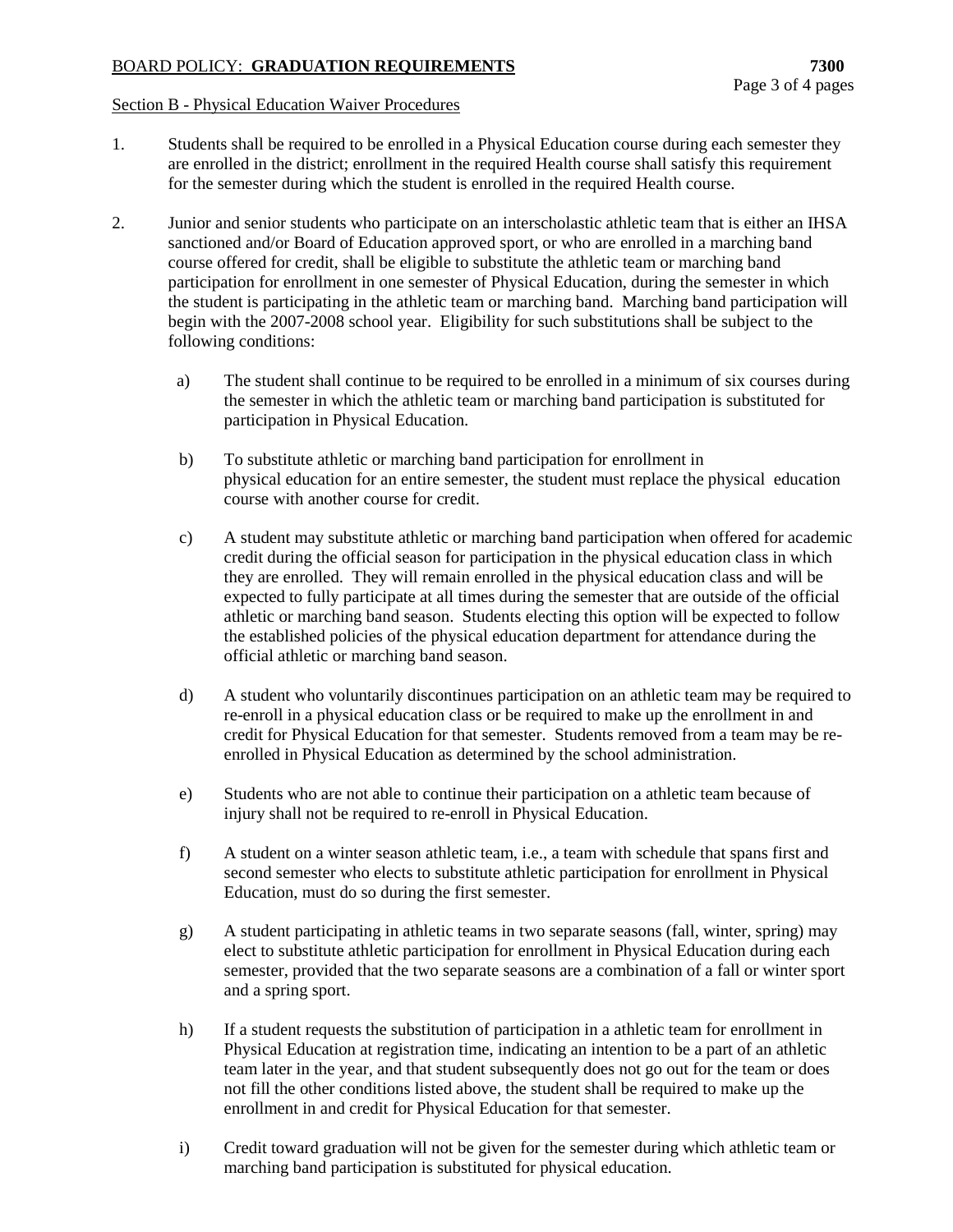Section B - Physical Education Waiver Procedures

1. Students shall be required to be enrolled in a Physical Education course during each semester they are enrolled in the district; enrollment in the required Health course shall satisfy this requirement for the semester during which the student is enrolled in the required Health course.

2. Junior and senior students who participate on an interscholastic athletic team that is either an IHSA sanctioned and/or Board of Education approved sport, or who are enrolled in a marching band course offered for credit, shall be eligible to substitute the athletic team or marching band participation for enrollment in one semester of Physical Education, during the semester in which the student is participating in the athletic team or marching band. Marching band participation will begin with the 2007-2008 school year. Eligibility for such substitutions shall be subject to the following conditions:

   a) The student shall continue to be required to be enrolled in a minimum of six courses during the semester in which the athletic team or marching band participation is substituted for participation in Physical Education.

   b) To substitute athletic or marching band participation for enrollment in physical education for an entire semester, the student must replace the physical education course with another course for credit.

   c) A student may substitute athletic or marching band participation when offered for academic credit during the official season for participation in the physical education class in which they are enrolled. They will remain enrolled in the physical education class and will be expected to fully participate at all times during the semester that are outside of the official athletic or marching band season. Students electing this option will be expected to follow the established policies of the physical education department for attendance during the official athletic or marching band season.

   d) A student who voluntarily discontinues participation on an athletic team may be required to re-enroll in a physical education class or be required to make up the enrollment in and credit for Physical Education for that semester. Students removed from a team may be re-enrolled in Physical Education as determined by the school administration.

   e) Students who are not able to continue their participation on a athletic team because of injury shall not be required to re-enroll in Physical Education.

   f) A student on a winter season athletic team, i.e., a team with schedule that spans first and second semester who elects to substitute athletic participation for enrollment in Physical Education, must do so during the first semester.

   g) A student participating in athletic teams in two separate seasons (fall, winter, spring) may elect to substitute athletic participation for enrollment in Physical Education during each semester, provided that the two separate seasons are a combination of a fall or winter sport and a spring sport.

   h) If a student requests the substitution of participation in a athletic team for enrollment in Physical Education at registration time, indicating an intention to be a part of an athletic team later in the year, and that student subsequently does not go out for the team or does not fill the other conditions listed above, the student shall be required to make up the enrollment in and credit for Physical Education for that semester.

   i) Credit toward graduation will not be given for the semester during which athletic team or marching band participation is substituted for physical education.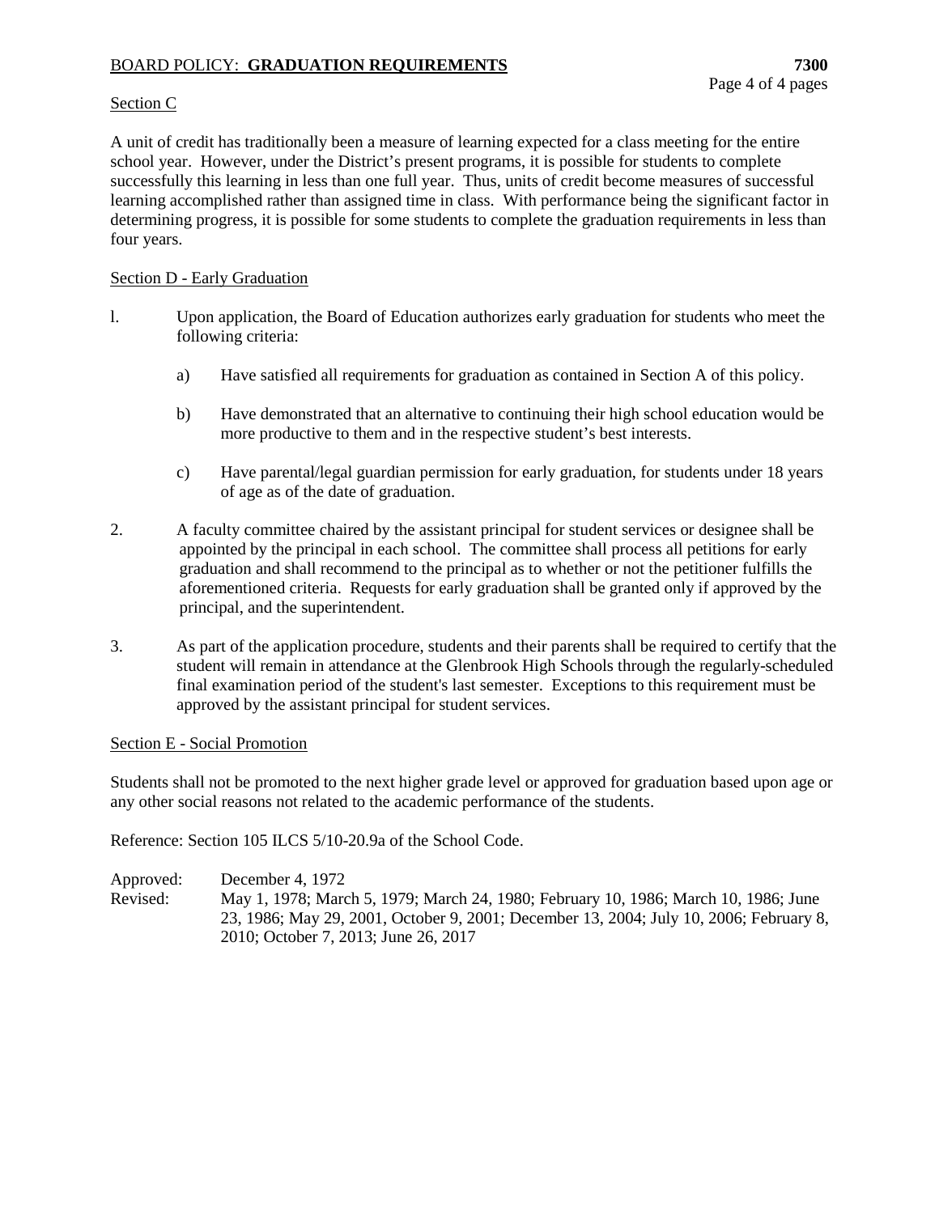## Section C

A unit of credit has traditionally been a measure of learning expected for a class meeting for the entire school year. However, under the District's present programs, it is possible for students to complete successfully this learning in less than one full year. Thus, units of credit become measures of successful learning accomplished rather than assigned time in class. With performance being the significant factor in determining progress, it is possible for some students to complete the graduation requirements in less than four years.

## Section D - Early Graduation

1. Upon application, the Board of Education authorizes early graduation for students who meet the following criteria:

   a) Have satisfied all requirements for graduation as contained in Section A of this policy.

   b) Have demonstrated that an alternative to continuing their high school education would be more productive to them and in the respective student's best interests.

   c) Have parental/legal guardian permission for early graduation, for students under 18 years of age as of the date of graduation.

2. A faculty committee chaired by the assistant principal for student services or designee shall be appointed by the principal in each school. The committee shall process all petitions for early graduation and shall recommend to the principal as to whether or not the petitioner fulfills the aforementioned criteria. Requests for early graduation shall be granted only if approved by the principal, and the superintendent.

3. As part of the application procedure, students and their parents shall be required to certify that the student will remain in attendance at the Glenbrook High Schools through the regularly-scheduled final examination period of the student's last semester. Exceptions to this requirement must be approved by the assistant principal for student services.

## Section E - Social Promotion

Students shall not be promoted to the next higher grade level or approved for graduation based upon age or any other social reasons not related to the academic performance of the students.

Reference: Section 105 ILCS 5/10-20.9a of the School Code.

Approved: December 4, 1972

Revised: May 1, 1978; March 5, 1979; March 24, 1980; February 10, 1986; March 10, 1986; June 23, 1986; May 29, 2001, October 9, 2001; December 13, 2004; July 10, 2006; February 8, 2010; October 7, 2013; June 26, 2017